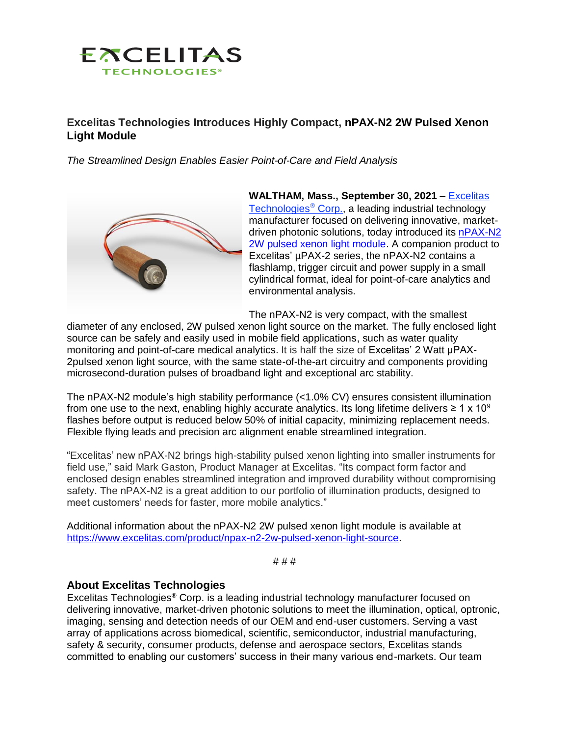# Excelitas Technologies Introduces Highly Compact, nPAX-N2 2W Pulsed Xenon Light Module

*The Streamlined Design Enables Easier Point-of-Care and Field Analysis*

**WALTHAM, Mass., September 30, 2021 –** Excelitas Technologies® Corp., a leading industrial technology manufacturer focused on delivering innovative, market-driven photonic solutions, today introduced its nPAX-N2 2W pulsed xenon light module. A companion product to Excelitas' µPAX-2 series, the nPAX-N2 contains a flashlamp, trigger circuit and power supply in a small cylindrical format, ideal for point-of-care analytics and environmental analysis.

The nPAX-N2 is very compact, with the smallest diameter of any enclosed, 2W pulsed xenon light source on the market. The fully enclosed light source can be safely and easily used in mobile field applications, such as water quality monitoring and point-of-care medical analytics. It is half the size of Excelitas' 2 Watt µPAX-2pulsed xenon light source, with the same state-of-the-art circuitry and components providing microsecond-duration pulses of broadband light and exceptional arc stability.

The nPAX-N2 module's high stability performance (<1.0% CV) ensures consistent illumination from one use to the next, enabling highly accurate analytics. Its long lifetime delivers ≥ $1 \times 10^9$ flashes before output is reduced below 50% of initial capacity, minimizing replacement needs. Flexible flying leads and precision arc alignment enable streamlined integration.

"Excelitas' new nPAX-N2 brings high-stability pulsed xenon lighting into smaller instruments for field use," said Mark Gaston, Product Manager at Excelitas. "Its compact form factor and enclosed design enables streamlined integration and improved durability without compromising safety. The nPAX-N2 is a great addition to our portfolio of illumination products, designed to meet customers' needs for faster, more mobile analytics."

Additional information about the nPAX-N2 2W pulsed xenon light module is available at https://www.excelitas.com/product/npax-n2-2w-pulsed-xenon-light-source.

# # #

## About Excelitas Technologies

Excelitas Technologies® Corp. is a leading industrial technology manufacturer focused on delivering innovative, market-driven photonic solutions to meet the illumination, optical, optronic, imaging, sensing and detection needs of our OEM and end-user customers. Serving a vast array of applications across biomedical, scientific, semiconductor, industrial manufacturing, safety & security, consumer products, defense and aerospace sectors, Excelitas stands committed to enabling our customers' success in their many various end-markets. Our team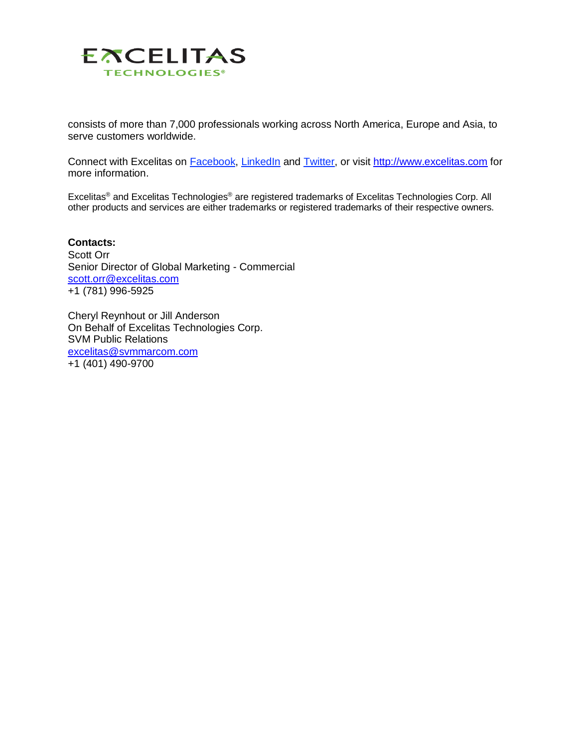consists of more than 7,000 professionals working across North America, Europe and Asia, to serve customers worldwide.

Connect with Excelitas on Facebook, LinkedIn and Twitter, or visit http://www.excelitas.com for more information.

Excelitas® and Excelitas Technologies® are registered trademarks of Excelitas Technologies Corp. All other products and services are either trademarks or registered trademarks of their respective owners.

**Contacts:**
Scott Orr
Senior Director of Global Marketing - Commercial
scott.orr@excelitas.com
+1 (781) 996-5925

Cheryl Reynhout or Jill Anderson
On Behalf of Excelitas Technologies Corp.
SVM Public Relations
excelitas@svmmarcom.com
+1 (401) 490-9700